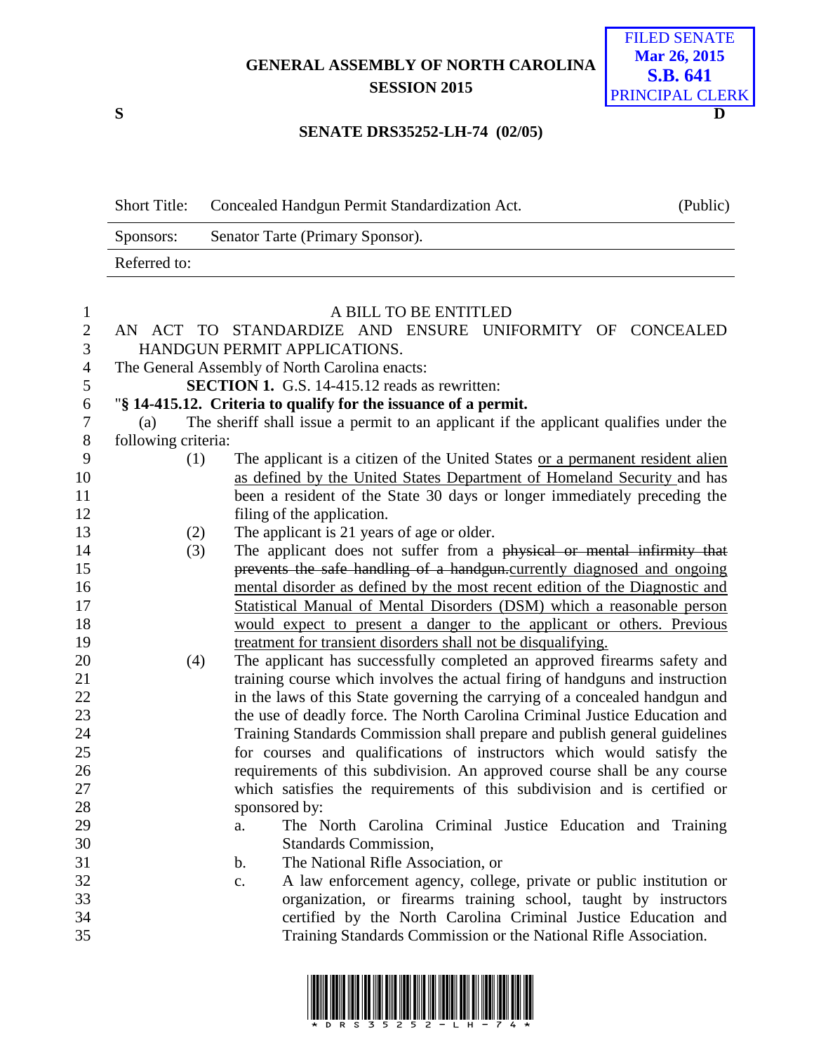GENERAL ASSEMBLY OF NORTH CAROLINA
SESSION 2015

FILED SENATE
Mar 26, 2015
S.B. 641
PRINCIPAL CLERK

S D

**SENATE DRS35252-LH-74 (02/05)**

| Short Title: | Concealed Handgun Permit Standardization Act. | (Public) |
|---|---|---|
| Sponsors: | Senator Tarte (Primary Sponsor). | |
| Referred to: | | |

A BILL TO BE ENTITLED

AN ACT TO STANDARDIZE AND ENSURE UNIFORMITY OF CONCEALED HANDGUN PERMIT APPLICATIONS.

The General Assembly of North Carolina enacts:

**SECTION 1.** G.S. 14-415.12 reads as rewritten:

"**§ 14-415.12. Criteria to qualify for the issuance of a permit.**

(a) The sheriff shall issue a permit to an applicant if the applicant qualifies under the following criteria:

(1) The applicant is a citizen of the United States <u>or a permanent resident alien as defined by the United States Department of Homeland Security</u> and has been a resident of the State 30 days or longer immediately preceding the filing of the application.

(2) The applicant is 21 years of age or older.

(3) The applicant does not suffer from a ~~physical or mental infirmity that prevents the safe handling of a handgun.~~<u>currently diagnosed and ongoing mental disorder as defined by the most recent edition of the Diagnostic and Statistical Manual of Mental Disorders (DSM) which a reasonable person would expect to present a danger to the applicant or others. Previous treatment for transient disorders shall not be disqualifying.</u>

(4) The applicant has successfully completed an approved firearms safety and training course which involves the actual firing of handguns and instruction in the laws of this State governing the carrying of a concealed handgun and the use of deadly force. The North Carolina Criminal Justice Education and Training Standards Commission shall prepare and publish general guidelines for courses and qualifications of instructors which would satisfy the requirements of this subdivision. An approved course shall be any course which satisfies the requirements of this subdivision and is certified or sponsored by:

a. The North Carolina Criminal Justice Education and Training Standards Commission,

b. The National Rifle Association, or

c. A law enforcement agency, college, private or public institution or organization, or firearms training school, taught by instructors certified by the North Carolina Criminal Justice Education and Training Standards Commission or the National Rifle Association.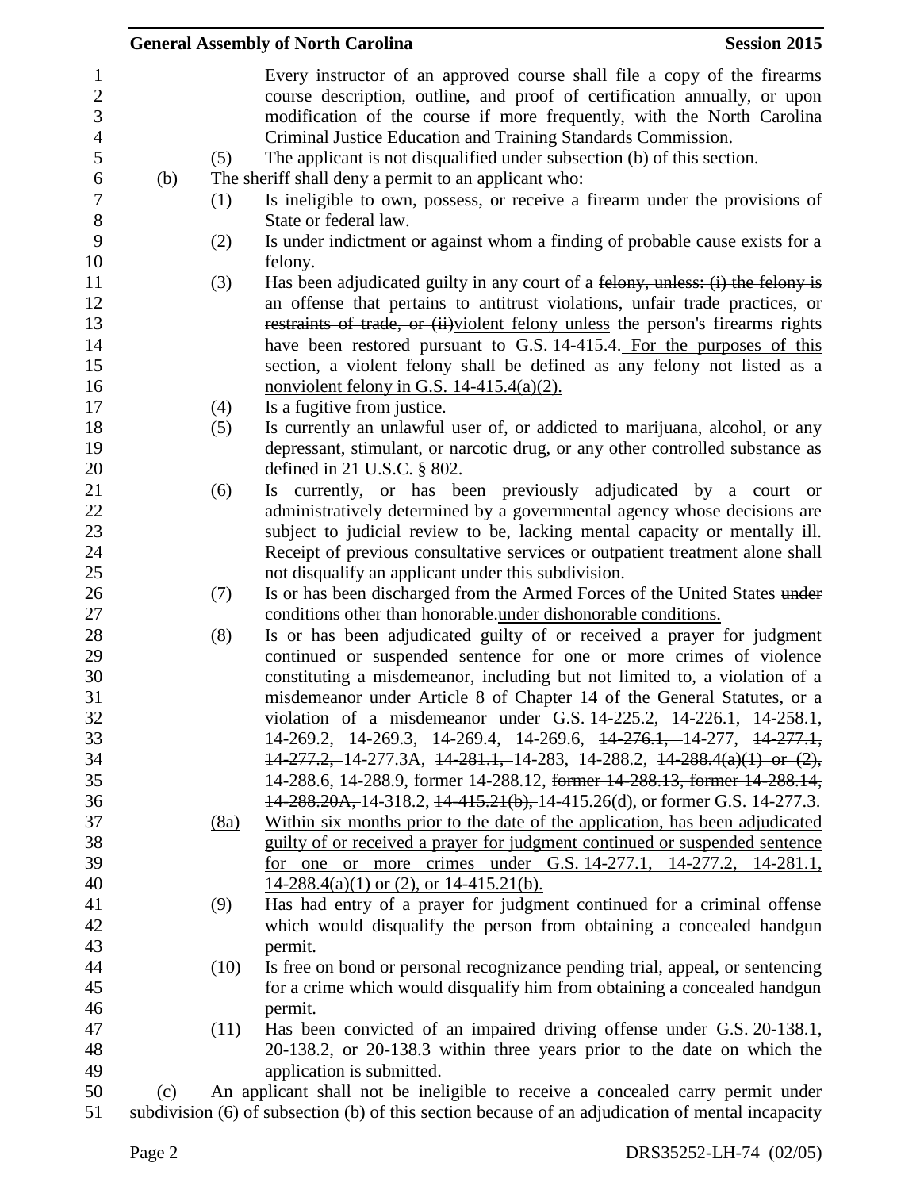Every instructor of an approved course shall file a copy of the firearms course description, outline, and proof of certification annually, or upon modification of the course if more frequently, with the North Carolina Criminal Justice Education and Training Standards Commission.

(5) The applicant is not disqualified under subsection (b) of this section.

(b) The sheriff shall deny a permit to an applicant who:

(1) Is ineligible to own, possess, or receive a firearm under the provisions of State or federal law.

(2) Is under indictment or against whom a finding of probable cause exists for a felony.

(3) Has been adjudicated guilty in any court of a ~~felony, unless: (i) the felony is an offense that pertains to antitrust violations, unfair trade practices, or restraints of trade, or (ii)~~<u>violent felony unless</u> the person's firearms rights have been restored pursuant to G.S. 14-415.4. <u>For the purposes of this section, a violent felony shall be defined as any felony not listed as a nonviolent felony in G.S. 14-415.4(a)(2).</u>

(4) Is a fugitive from justice.

(5) Is <u>currently</u> an unlawful user of, or addicted to marijuana, alcohol, or any depressant, stimulant, or narcotic drug, or any other controlled substance as defined in 21 U.S.C. § 802.

(6) Is currently, or has been previously adjudicated by a court or administratively determined by a governmental agency whose decisions are subject to judicial review to be, lacking mental capacity or mentally ill. Receipt of previous consultative services or outpatient treatment alone shall not disqualify an applicant under this subdivision.

(7) Is or has been discharged from the Armed Forces of the United States ~~under conditions other than honorable.~~<u>under dishonorable conditions.</u>

(8) Is or has been adjudicated guilty of or received a prayer for judgment continued or suspended sentence for one or more crimes of violence constituting a misdemeanor, including but not limited to, a violation of a misdemeanor under Article 8 of Chapter 14 of the General Statutes, or a violation of a misdemeanor under G.S. 14-225.2, 14-226.1, 14-258.1, 14-269.2, 14-269.3, 14-269.4, 14-269.6, ~~14-276.1,~~ 14-277, ~~14-277.1, 14-277.2,~~ 14-277.3A, ~~14-281.1,~~ 14-283, 14-288.2, ~~14-288.4(a)(1) or (2),~~ 14-288.6, 14-288.9, former 14-288.12, ~~former 14-288.13, former 14-288.14, 14-288.20A,~~ 14-318.2, ~~14-415.21(b),~~ 14-415.26(d), or former G.S. 14-277.3.

<u>(8a)</u> <u>Within six months prior to the date of the application, has been adjudicated guilty of or received a prayer for judgment continued or suspended sentence for one or more crimes under G.S. 14-277.1, 14-277.2, 14-281.1, 14-288.4(a)(1) or (2), or 14-415.21(b).</u>

(9) Has had entry of a prayer for judgment continued for a criminal offense which would disqualify the person from obtaining a concealed handgun permit.

(10) Is free on bond or personal recognizance pending trial, appeal, or sentencing for a crime which would disqualify him from obtaining a concealed handgun permit.

(11) Has been convicted of an impaired driving offense under G.S. 20-138.1, 20-138.2, or 20-138.3 within three years prior to the date on which the application is submitted.

(c) An applicant shall not be ineligible to receive a concealed carry permit under subdivision (6) of subsection (b) of this section because of an adjudication of mental incapacity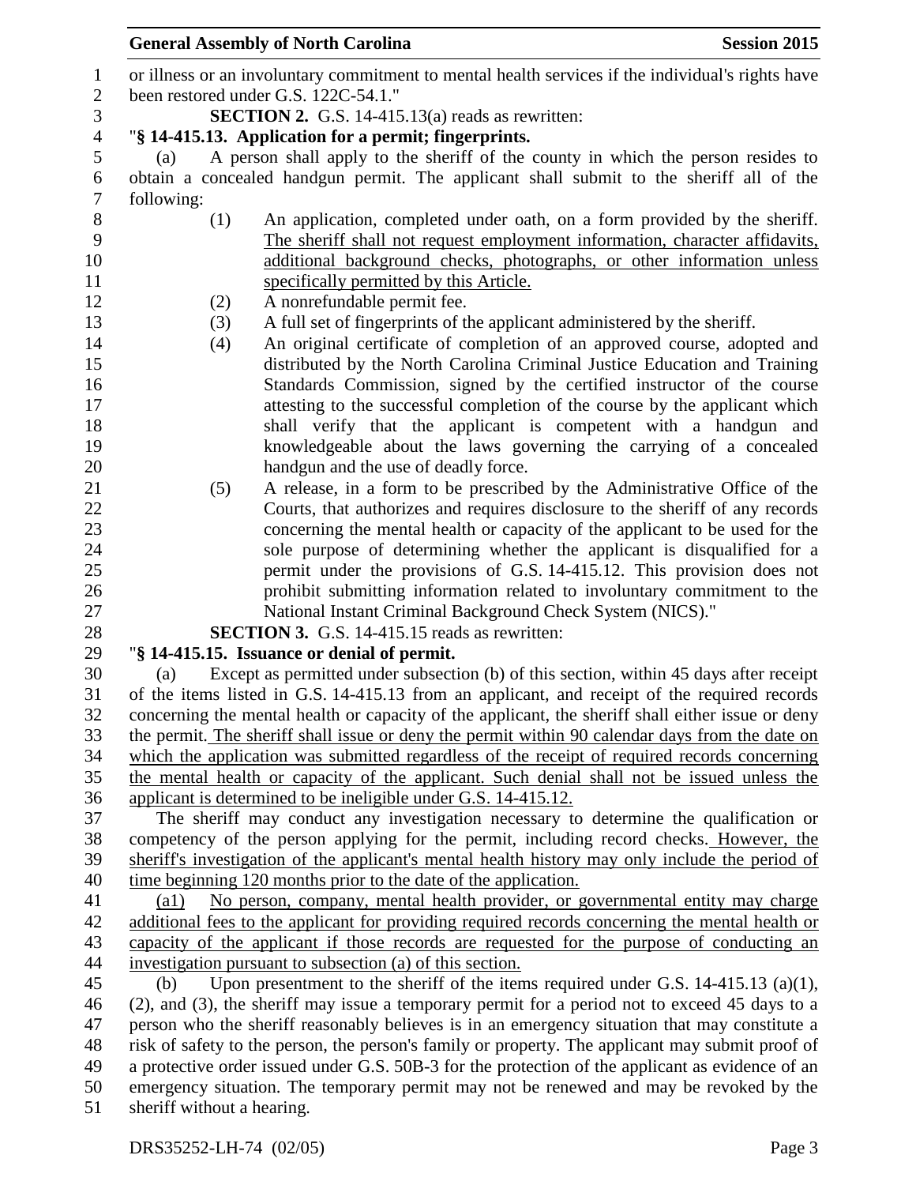or illness or an involuntary commitment to mental health services if the individual's rights have been restored under G.S. 122C-54.1."

**SECTION 2.** G.S. 14-415.13(a) reads as rewritten:

"**§ 14-415.13. Application for a permit; fingerprints.**

(a) A person shall apply to the sheriff of the county in which the person resides to obtain a concealed handgun permit. The applicant shall submit to the sheriff all of the following:

(1) An application, completed under oath, on a form provided by the sheriff. <u>The sheriff shall not request employment information, character affidavits, additional background checks, photographs, or other information unless specifically permitted by this Article.</u>

(2) A nonrefundable permit fee.

(3) A full set of fingerprints of the applicant administered by the sheriff.

(4) An original certificate of completion of an approved course, adopted and distributed by the North Carolina Criminal Justice Education and Training Standards Commission, signed by the certified instructor of the course attesting to the successful completion of the course by the applicant which shall verify that the applicant is competent with a handgun and knowledgeable about the laws governing the carrying of a concealed handgun and the use of deadly force.

(5) A release, in a form to be prescribed by the Administrative Office of the Courts, that authorizes and requires disclosure to the sheriff of any records concerning the mental health or capacity of the applicant to be used for the sole purpose of determining whether the applicant is disqualified for a permit under the provisions of G.S. 14-415.12. This provision does not prohibit submitting information related to involuntary commitment to the National Instant Criminal Background Check System (NICS)."

**SECTION 3.** G.S. 14-415.15 reads as rewritten:

"**§ 14-415.15. Issuance or denial of permit.**

(a) Except as permitted under subsection (b) of this section, within 45 days after receipt of the items listed in G.S. 14-415.13 from an applicant, and receipt of the required records concerning the mental health or capacity of the applicant, the sheriff shall either issue or deny the permit. <u>The sheriff shall issue or deny the permit within 90 calendar days from the date on which the application was submitted regardless of the receipt of required records concerning the mental health or capacity of the applicant. Such denial shall not be issued unless the applicant is determined to be ineligible under G.S. 14-415.12.</u>

The sheriff may conduct any investigation necessary to determine the qualification or competency of the person applying for the permit, including record checks. <u>However, the sheriff's investigation of the applicant's mental health history may only include the period of time beginning 120 months prior to the date of the application.</u>

<u>(a1) No person, company, mental health provider, or governmental entity may charge additional fees to the applicant for providing required records concerning the mental health or capacity of the applicant if those records are requested for the purpose of conducting an investigation pursuant to subsection (a) of this section.</u>

(b) Upon presentment to the sheriff of the items required under G.S. 14-415.13 (a)(1), (2), and (3), the sheriff may issue a temporary permit for a period not to exceed 45 days to a person who the sheriff reasonably believes is in an emergency situation that may constitute a risk of safety to the person, the person's family or property. The applicant may submit proof of a protective order issued under G.S. 50B-3 for the protection of the applicant as evidence of an emergency situation. The temporary permit may not be renewed and may be revoked by the sheriff without a hearing.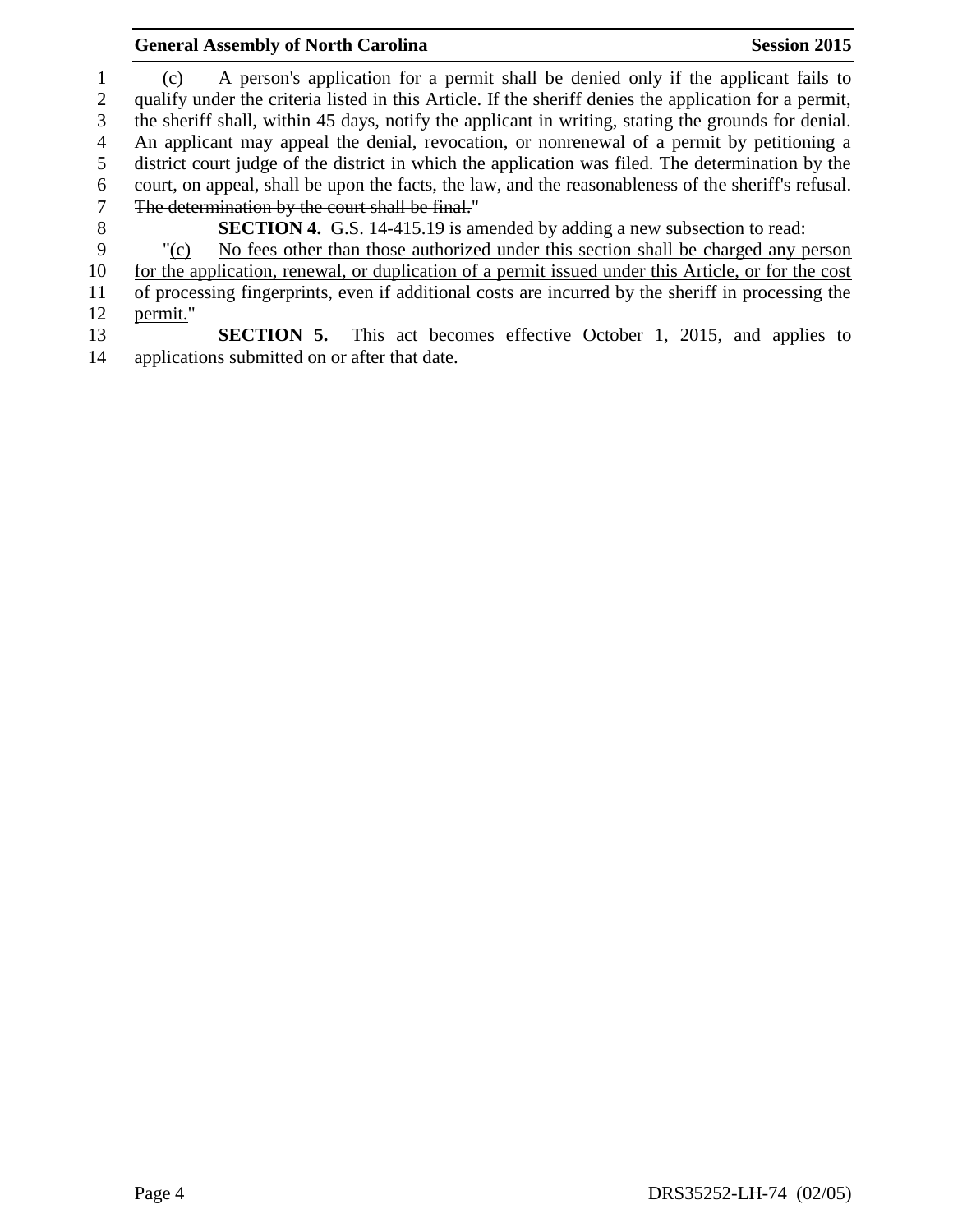(c) A person's application for a permit shall be denied only if the applicant fails to qualify under the criteria listed in this Article. If the sheriff denies the application for a permit, the sheriff shall, within 45 days, notify the applicant in writing, stating the grounds for denial. An applicant may appeal the denial, revocation, or nonrenewal of a permit by petitioning a district court judge of the district in which the application was filed. The determination by the court, on appeal, shall be upon the facts, the law, and the reasonableness of the sheriff's refusal. ~~The determination by the court shall be final.~~"

**SECTION 4.** G.S. 14-415.19 is amended by adding a new subsection to read:

"<u>(c) No fees other than those authorized under this section shall be charged any person for the application, renewal, or duplication of a permit issued under this Article, or for the cost of processing fingerprints, even if additional costs are incurred by the sheriff in processing the permit.</u>"

**SECTION 5.** This act becomes effective October 1, 2015, and applies to applications submitted on or after that date.